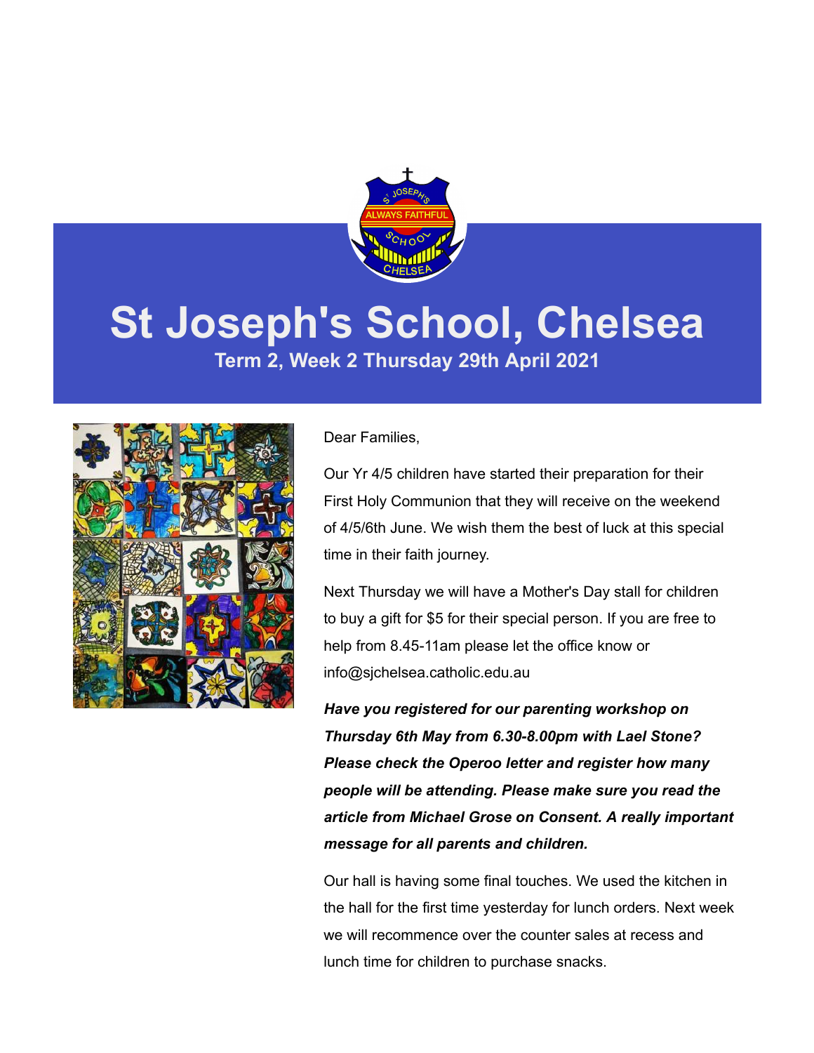# St Joseph's School, Chelsea

**Term 2, Week 2 Thursday 29th April 2021**

Dear Families,

Our Yr 4/5 children have started their preparation for their First Holy Communion that they will receive on the weekend of 4/5/6th June. We wish them the best of luck at this special time in their faith journey.

Next Thursday we will have a Mother's Day stall for children to buy a gift for $5 for their special person. If you are free to help from 8.45-11am please let the office know or info@sjchelsea.catholic.edu.au

***Have you registered for our parenting workshop on Thursday 6th May from 6.30-8.00pm with Lael Stone? Please check the Operoo letter and register how many people will be attending. Please make sure you read the article from Michael Grose on Consent. A really important message for all parents and children.***

Our hall is having some final touches. We used the kitchen in the hall for the first time yesterday for lunch orders. Next week we will recommence over the counter sales at recess and lunch time for children to purchase snacks.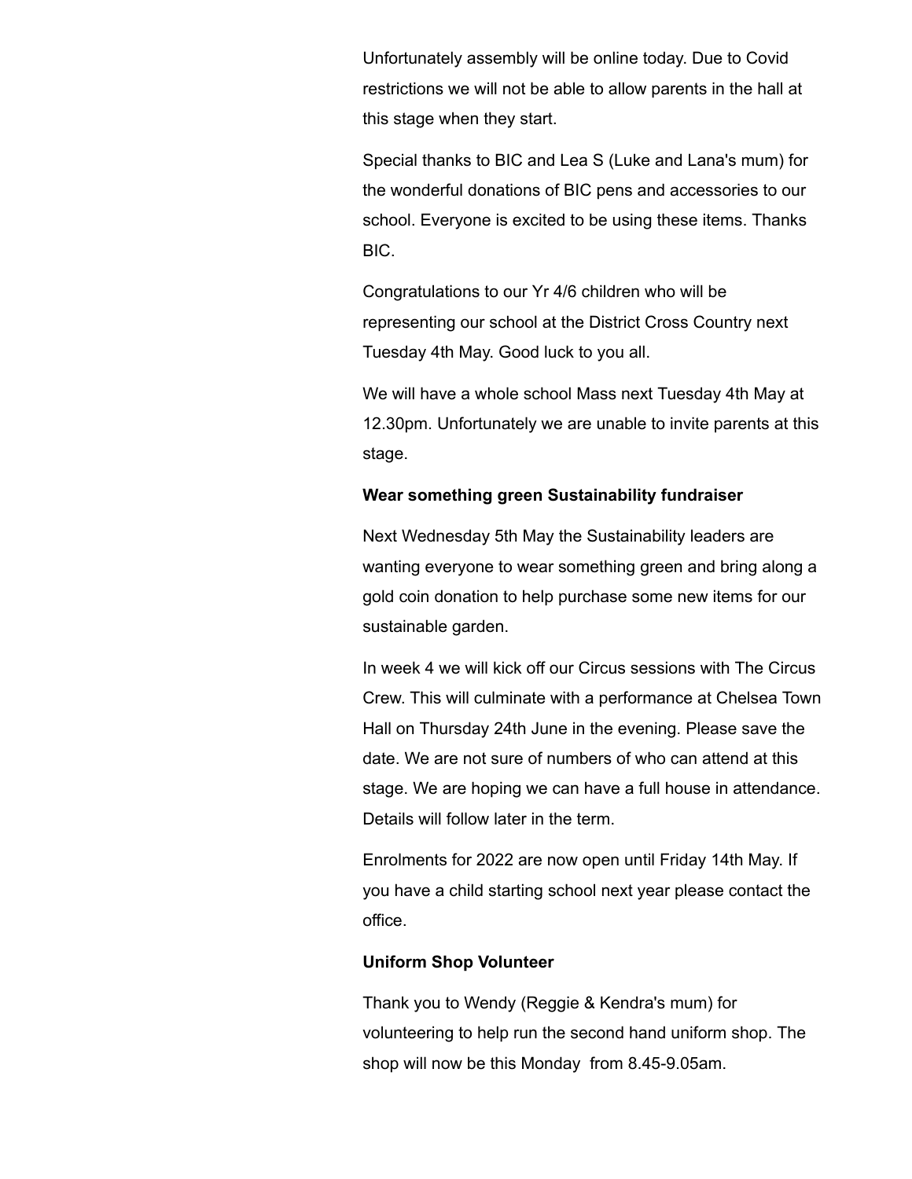Unfortunately assembly will be online today. Due to Covid restrictions we will not be able to allow parents in the hall at this stage when they start.

Special thanks to BIC and Lea S (Luke and Lana's mum) for the wonderful donations of BIC pens and accessories to our school. Everyone is excited to be using these items. Thanks BIC.

Congratulations to our Yr 4/6 children who will be representing our school at the District Cross Country next Tuesday 4th May. Good luck to you all.

We will have a whole school Mass next Tuesday 4th May at 12.30pm. Unfortunately we are unable to invite parents at this stage.

**Wear something green Sustainability fundraiser**

Next Wednesday 5th May the Sustainability leaders are wanting everyone to wear something green and bring along a gold coin donation to help purchase some new items for our sustainable garden.

In week 4 we will kick off our Circus sessions with The Circus Crew. This will culminate with a performance at Chelsea Town Hall on Thursday 24th June in the evening. Please save the date. We are not sure of numbers of who can attend at this stage. We are hoping we can have a full house in attendance. Details will follow later in the term.

Enrolments for 2022 are now open until Friday 14th May. If you have a child starting school next year please contact the office.

**Uniform Shop Volunteer**

Thank you to Wendy (Reggie & Kendra's mum) for volunteering to help run the second hand uniform shop. The shop will now be this Monday from 8.45-9.05am.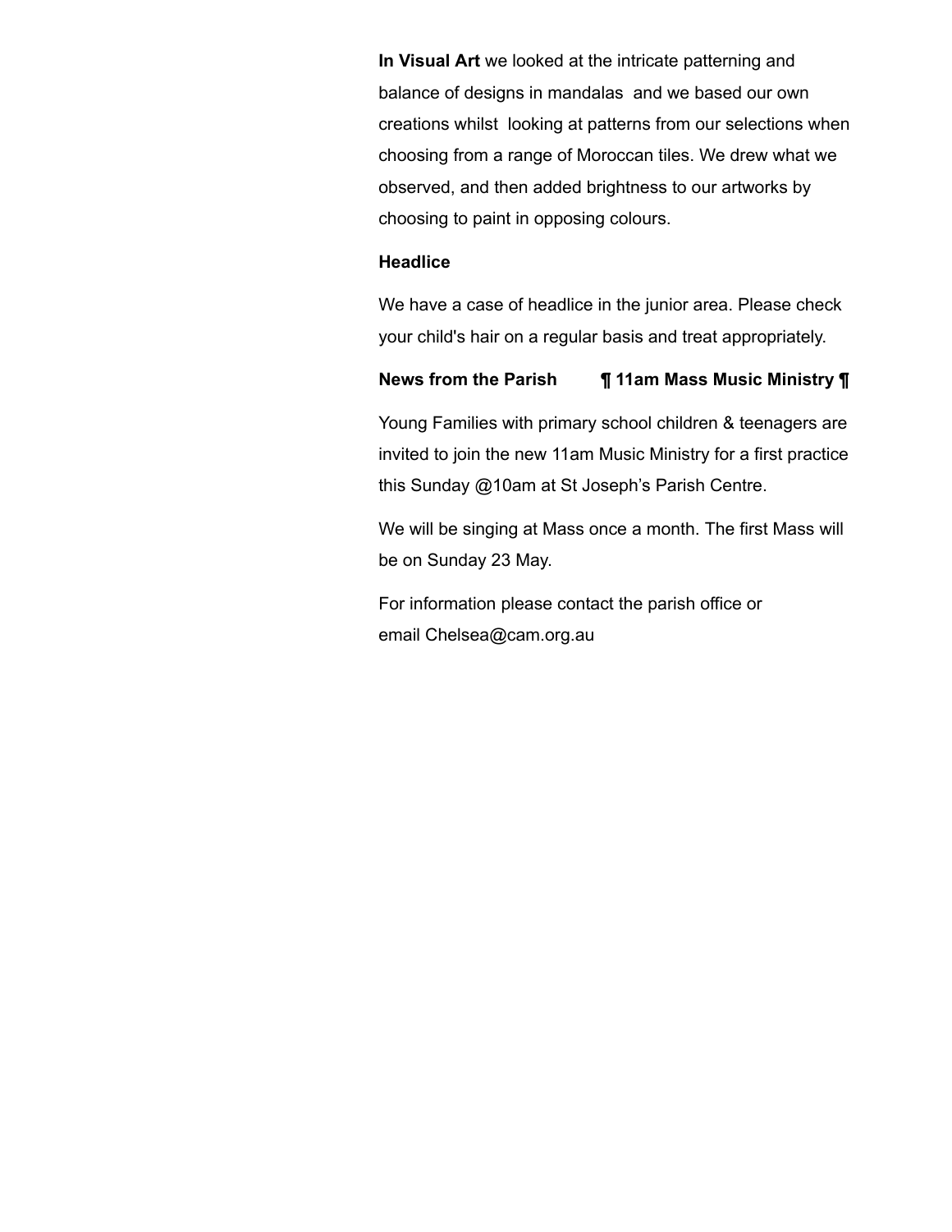**In Visual Art** we looked at the intricate patterning and balance of designs in mandalas  and we based our own creations whilst  looking at patterns from our selections when choosing from a range of Moroccan tiles. We drew what we observed, and then added brightness to our artworks by choosing to paint in opposing colours.

**Headlice**

We have a case of headlice in the junior area. Please check your child's hair on a regular basis and treat appropriately.

**News from the Parish         ¶ 11am Mass Music Ministry ¶**

Young Families with primary school children & teenagers are invited to join the new 11am Music Ministry for a first practice this Sunday @10am at St Joseph's Parish Centre.

We will be singing at Mass once a month. The first Mass will be on Sunday 23 May.

For information please contact the parish office or email Chelsea@cam.org.au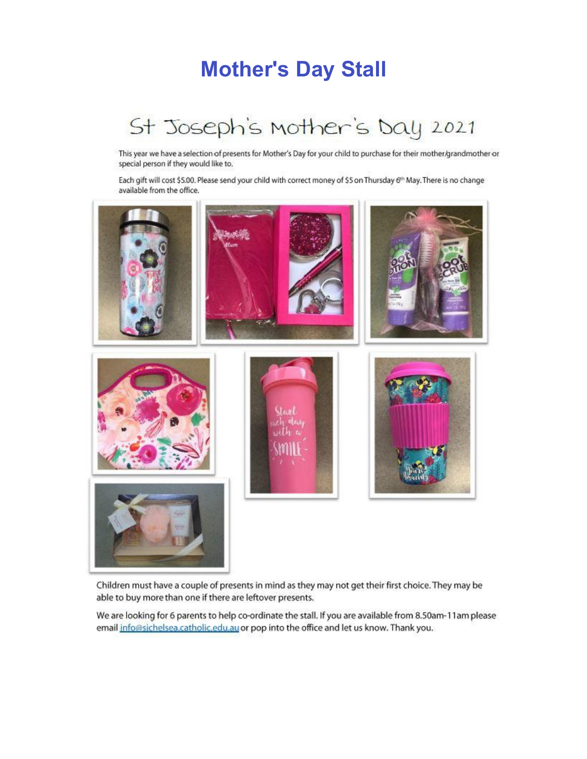# Mother's Day Stall

## St Joseph's Mother's Day 2021

This year we have a selection of presents for Mother's Day for your child to purchase for their mother/grandmother or special person if they would like to.

Each gift will cost $5.00. Please send your child with correct money of $5 on Thursday 6th May. There is no change available from the office.

Children must have a couple of presents in mind as they may not get their first choice. They may be able to buy more than one if there are leftover presents.

We are looking for 6 parents to help co-ordinate the stall. If you are available from 8.50am-11am please email info@sjchelsea.catholic.edu.au or pop into the office and let us know. Thank you.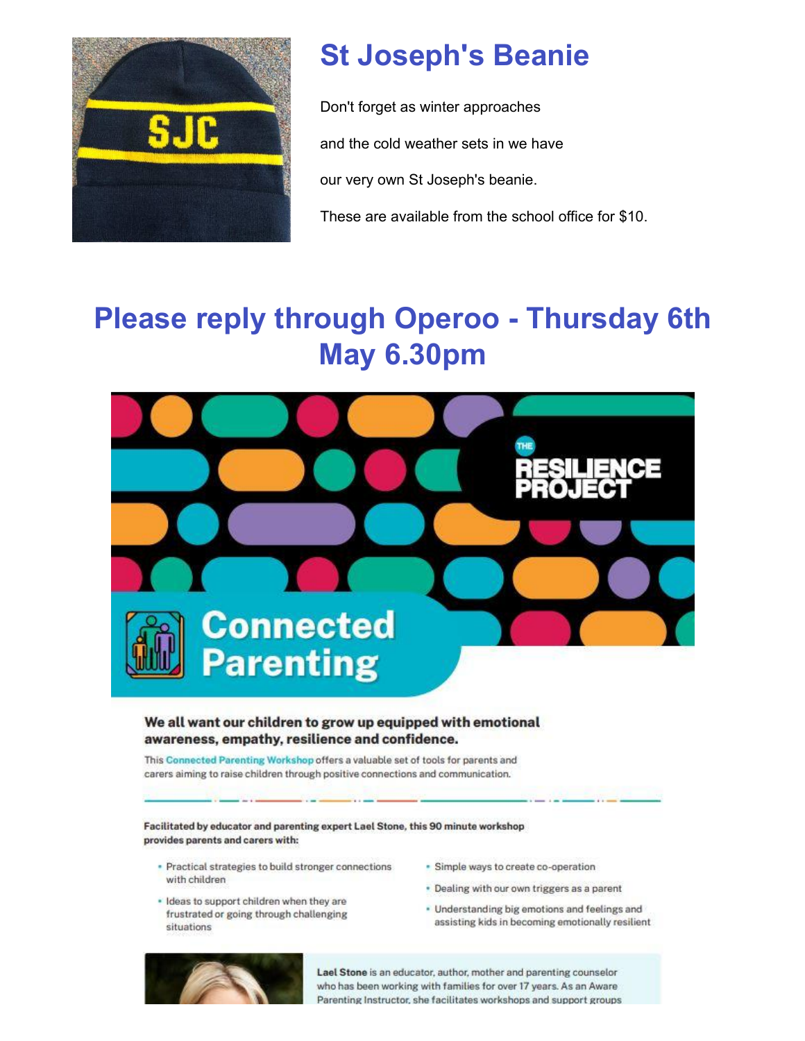## St Joseph's Beanie

Don't forget as winter approaches

and the cold weather sets in we have

our very own St Joseph's beanie.

These are available from the school office for $10.

## Please reply through Operoo - Thursday 6th May 6.30pm

THE RESILIENCE PROJECT

# Connected Parenting

**We all want our children to grow up equipped with emotional awareness, empathy, resilience and confidence.**

This Connected Parenting Workshop offers a valuable set of tools for parents and carers aiming to raise children through positive connections and communication.

**Facilitated by educator and parenting expert Lael Stone, this 90 minute workshop provides parents and carers with:**

- Practical strategies to build stronger connections with children
- Ideas to support children when they are frustrated or going through challenging situations
- Simple ways to create co-operation
- Dealing with our own triggers as a parent
- Understanding big emotions and feelings and assisting kids in becoming emotionally resilient

**Lael Stone** is an educator, author, mother and parenting counselor who has been working with families for over 17 years. As an Aware Parenting Instructor, she facilitates workshops and support groups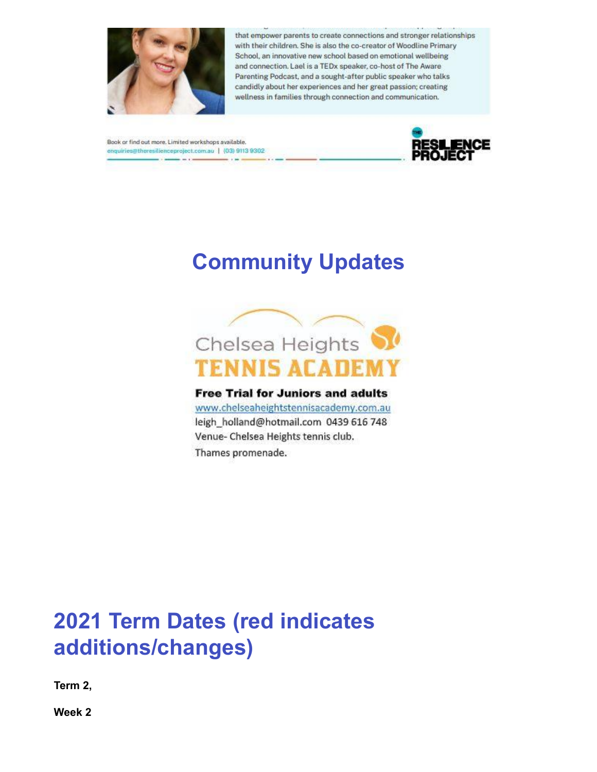that empower parents to create connections and stronger relationships with their children. She is also the co-creator of Woodline Primary School, an innovative new school based on emotional wellbeing and connection. Lael is a TEDx speaker, co-host of The Aware Parenting Podcast, and a sought-after public speaker who talks candidly about her experiences and her great passion; creating wellness in families through connection and communication.

Book or find out more. Limited workshops available.
enquiries@theresilienceproject.com.au | (03) 9113 9302

THE RESILIENCE PROJECT

# Community Updates

Chelsea Heights TENNIS ACADEMY

**Free Trial for Juniors and adults**

www.chelseaheightstennisacademy.com.au

leigh_holland@hotmail.com 0439 616 748

Venue- Chelsea Heights tennis club.

Thames promenade.

# 2021 Term Dates (red indicates additions/changes)

**Term 2,**

**Week 2**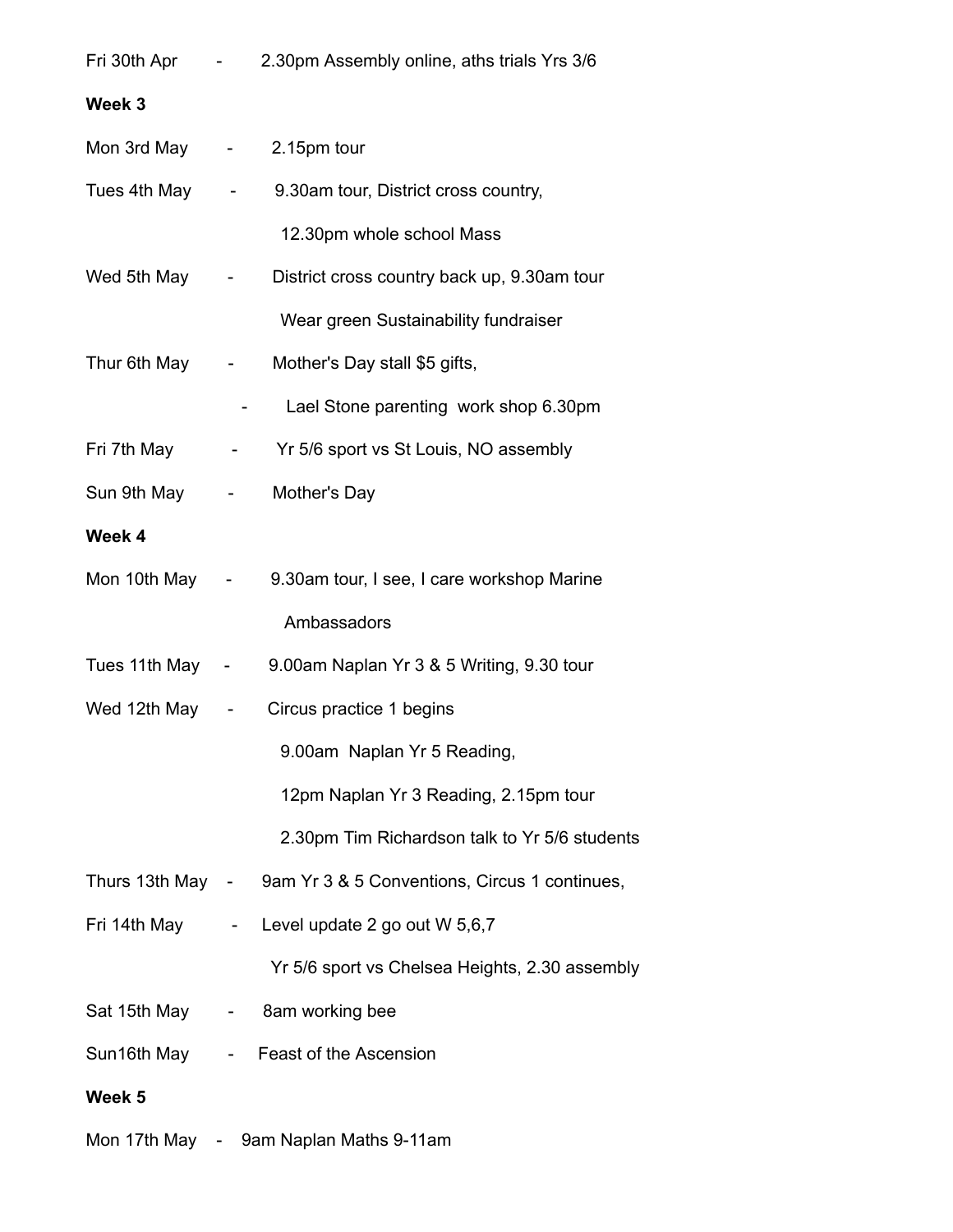Fri 30th Apr - 2.30pm Assembly online, aths trials Yrs 3/6

**Week 3**

Mon 3rd May - 2.15pm tour

Tues 4th May - 9.30am tour, District cross country,

12.30pm whole school Mass

Wed 5th May - District cross country back up, 9.30am tour

Wear green Sustainability fundraiser

Thur 6th May - Mother's Day stall $5 gifts,

- Lael Stone parenting work shop 6.30pm

Fri 7th May - Yr 5/6 sport vs St Louis, NO assembly

Sun 9th May - Mother's Day

**Week 4**

Mon 10th May - 9.30am tour, I see, I care workshop Marine

Ambassadors

Tues 11th May - 9.00am Naplan Yr 3 & 5 Writing, 9.30 tour

Wed 12th May - Circus practice 1 begins

9.00am Naplan Yr 5 Reading,

12pm Naplan Yr 3 Reading, 2.15pm tour

2.30pm Tim Richardson talk to Yr 5/6 students

Thurs 13th May - 9am Yr 3 & 5 Conventions, Circus 1 continues,

Fri 14th May - Level update 2 go out W 5,6,7

Yr 5/6 sport vs Chelsea Heights, 2.30 assembly

Sat 15th May - 8am working bee

Sun16th May - Feast of the Ascension

**Week 5**

Mon 17th May - 9am Naplan Maths 9-11am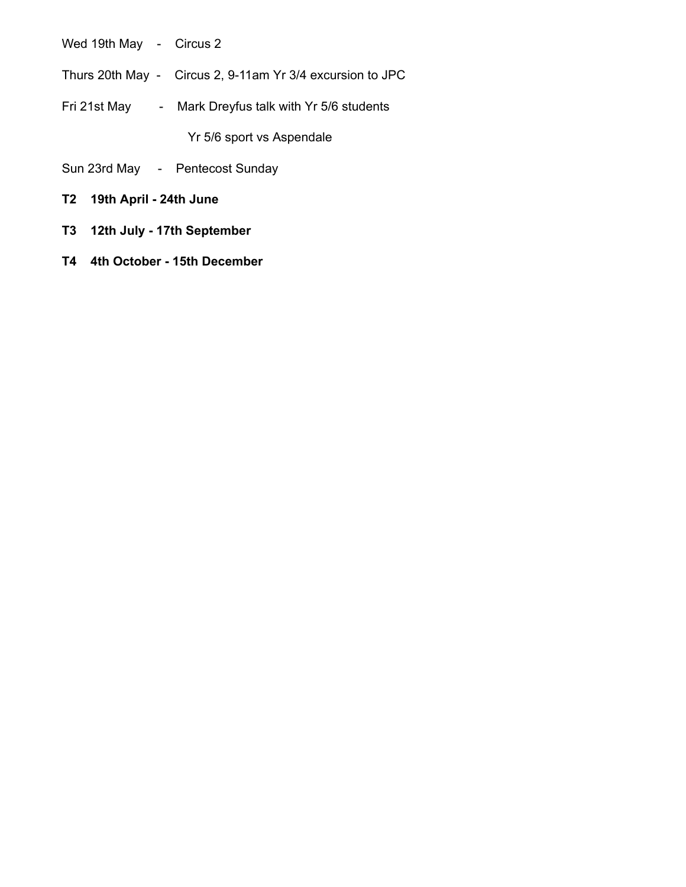Wed 19th May - Circus 2

Thurs 20th May - Circus 2, 9-11am Yr 3/4 excursion to JPC

Fri 21st May - Mark Dreyfus talk with Yr 5/6 students

Yr 5/6 sport vs Aspendale

Sun 23rd May - Pentecost Sunday

**T2 19th April - 24th June**

**T3 12th July - 17th September**

**T4 4th October - 15th December**